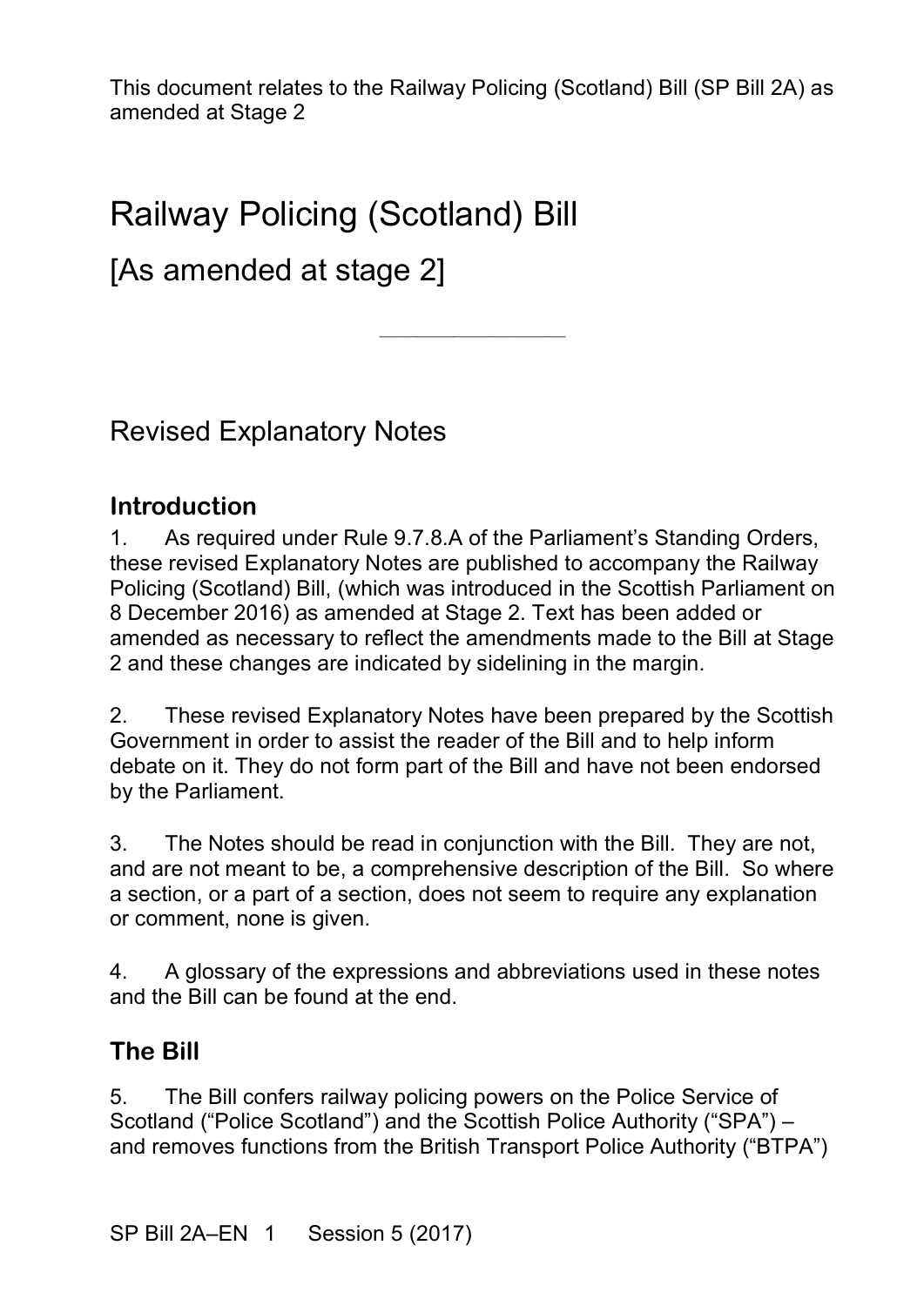This document relates to the Railway Policing (Scotland) Bill (SP Bill 2A) as amended at Stage 2

# Railway Policing (Scotland) Bill

## [As amended at stage 2]

---

## Revised Explanatory Notes

### Introduction

1. As required under Rule 9.7.8.A of the Parliament's Standing Orders, these revised Explanatory Notes are published to accompany the Railway Policing (Scotland) Bill, (which was introduced in the Scottish Parliament on 8 December 2016) as amended at Stage 2. Text has been added or amended as necessary to reflect the amendments made to the Bill at Stage 2 and these changes are indicated by sidelining in the margin.

2. These revised Explanatory Notes have been prepared by the Scottish Government in order to assist the reader of the Bill and to help inform debate on it. They do not form part of the Bill and have not been endorsed by the Parliament.

3. The Notes should be read in conjunction with the Bill. They are not, and are not meant to be, a comprehensive description of the Bill. So where a section, or a part of a section, does not seem to require any explanation or comment, none is given.

4. A glossary of the expressions and abbreviations used in these notes and the Bill can be found at the end.

### The Bill

5. The Bill confers railway policing powers on the Police Service of Scotland ("Police Scotland") and the Scottish Police Authority ("SPA") – and removes functions from the British Transport Police Authority ("BTPA")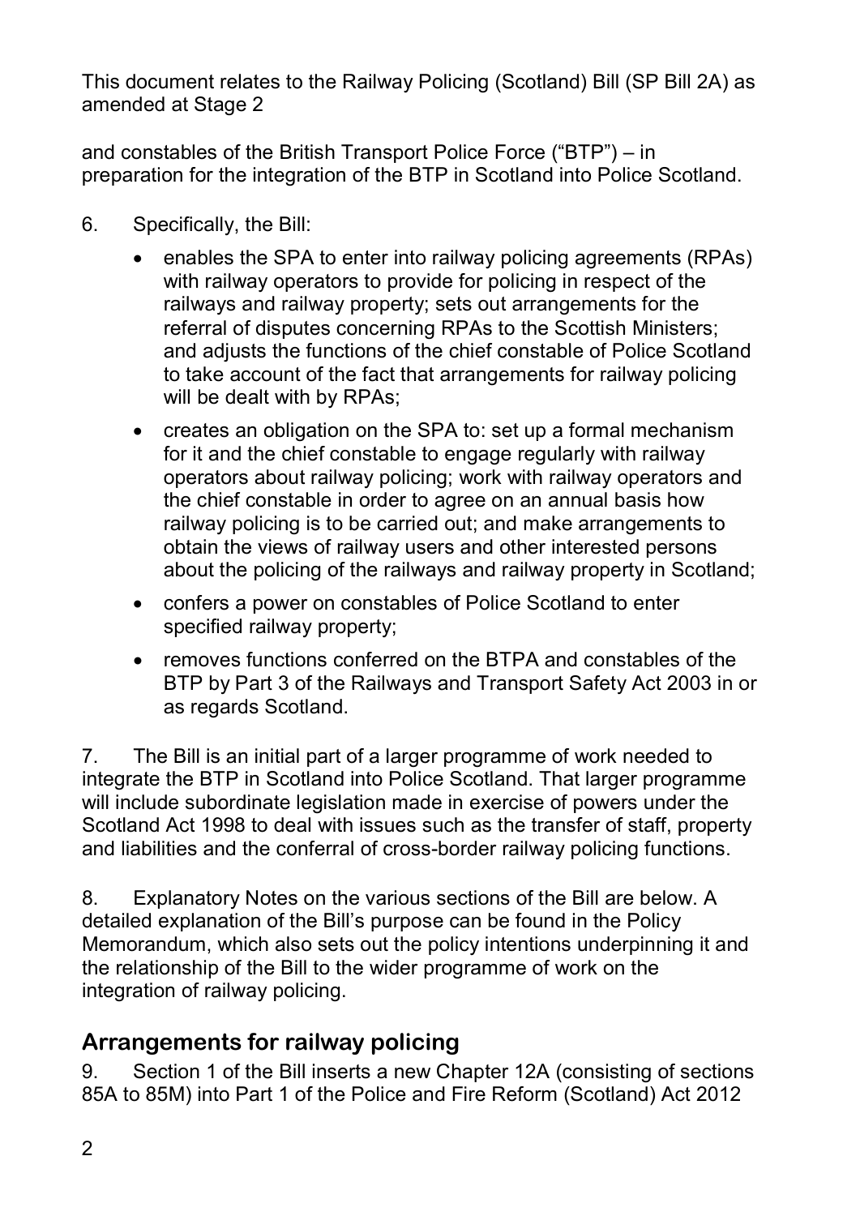and constables of the British Transport Police Force ("BTP") – in preparation for the integration of the BTP in Scotland into Police Scotland.

6. Specifically, the Bill:

- enables the SPA to enter into railway policing agreements (RPAs) with railway operators to provide for policing in respect of the railways and railway property; sets out arrangements for the referral of disputes concerning RPAs to the Scottish Ministers; and adjusts the functions of the chief constable of Police Scotland to take account of the fact that arrangements for railway policing will be dealt with by RPAs;
- creates an obligation on the SPA to: set up a formal mechanism for it and the chief constable to engage regularly with railway operators about railway policing; work with railway operators and the chief constable in order to agree on an annual basis how railway policing is to be carried out; and make arrangements to obtain the views of railway users and other interested persons about the policing of the railways and railway property in Scotland;
- confers a power on constables of Police Scotland to enter specified railway property;
- removes functions conferred on the BTPA and constables of the BTP by Part 3 of the Railways and Transport Safety Act 2003 in or as regards Scotland.

7. The Bill is an initial part of a larger programme of work needed to integrate the BTP in Scotland into Police Scotland. That larger programme will include subordinate legislation made in exercise of powers under the Scotland Act 1998 to deal with issues such as the transfer of staff, property and liabilities and the conferral of cross-border railway policing functions.

8. Explanatory Notes on the various sections of the Bill are below. A detailed explanation of the Bill's purpose can be found in the Policy Memorandum, which also sets out the policy intentions underpinning it and the relationship of the Bill to the wider programme of work on the integration of railway policing.

## Arrangements for railway policing

9. Section 1 of the Bill inserts a new Chapter 12A (consisting of sections 85A to 85M) into Part 1 of the Police and Fire Reform (Scotland) Act 2012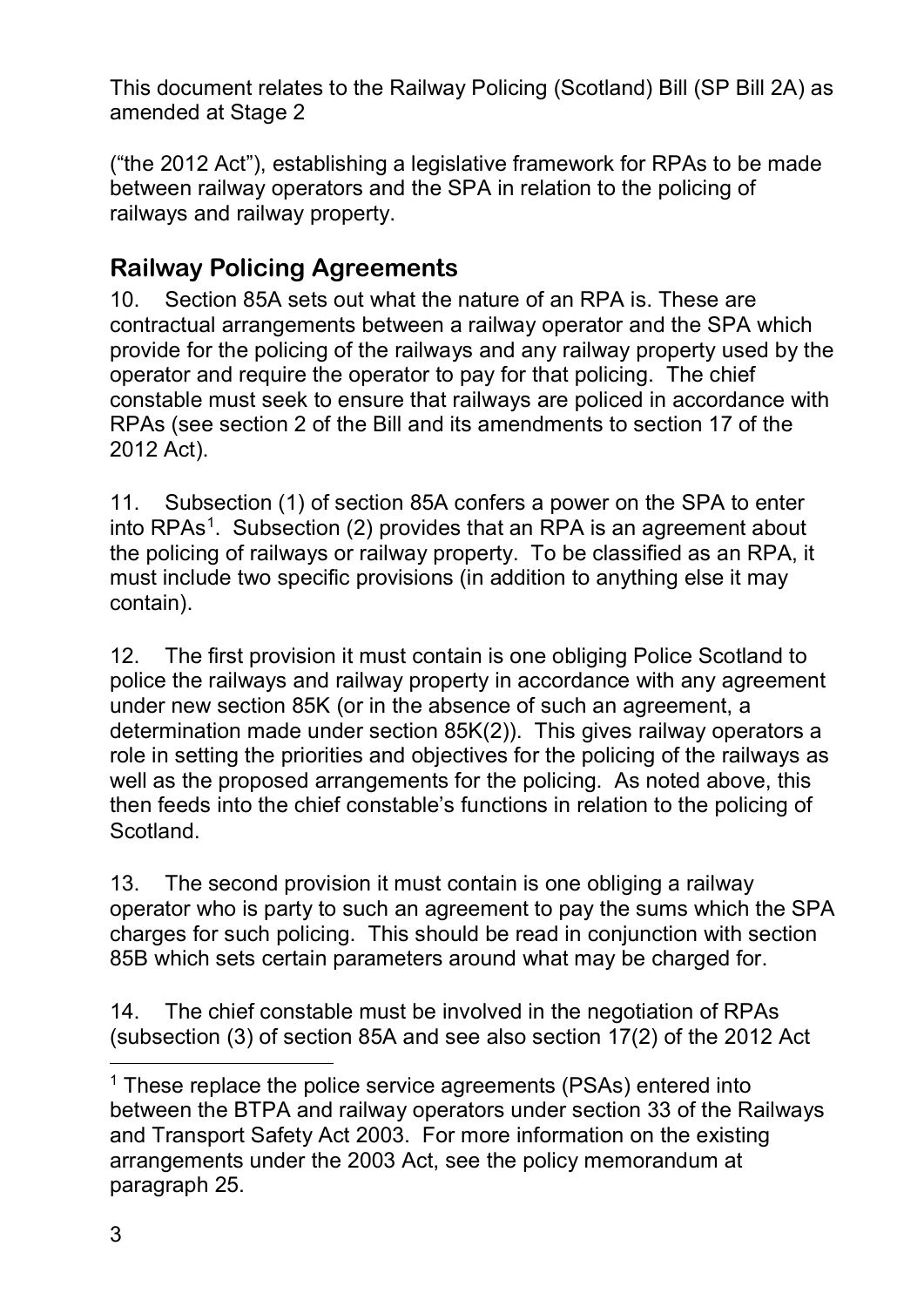("the 2012 Act"), establishing a legislative framework for RPAs to be made between railway operators and the SPA in relation to the policing of railways and railway property.

## Railway Policing Agreements

10. Section 85A sets out what the nature of an RPA is. These are contractual arrangements between a railway operator and the SPA which provide for the policing of the railways and any railway property used by the operator and require the operator to pay for that policing. The chief constable must seek to ensure that railways are policed in accordance with RPAs (see section 2 of the Bill and its amendments to section 17 of the 2012 Act).

11. Subsection (1) of section 85A confers a power on the SPA to enter into RPAs[1]. Subsection (2) provides that an RPA is an agreement about the policing of railways or railway property. To be classified as an RPA, it must include two specific provisions (in addition to anything else it may contain).

12. The first provision it must contain is one obliging Police Scotland to police the railways and railway property in accordance with any agreement under new section 85K (or in the absence of such an agreement, a determination made under section 85K(2)). This gives railway operators a role in setting the priorities and objectives for the policing of the railways as well as the proposed arrangements for the policing. As noted above, this then feeds into the chief constable's functions in relation to the policing of Scotland.

13. The second provision it must contain is one obliging a railway operator who is party to such an agreement to pay the sums which the SPA charges for such policing. This should be read in conjunction with section 85B which sets certain parameters around what may be charged for.

14. The chief constable must be involved in the negotiation of RPAs (subsection (3) of section 85A and see also section 17(2) of the 2012 Act

[1] These replace the police service agreements (PSAs) entered into between the BTPA and railway operators under section 33 of the Railways and Transport Safety Act 2003. For more information on the existing arrangements under the 2003 Act, see the policy memorandum at paragraph 25.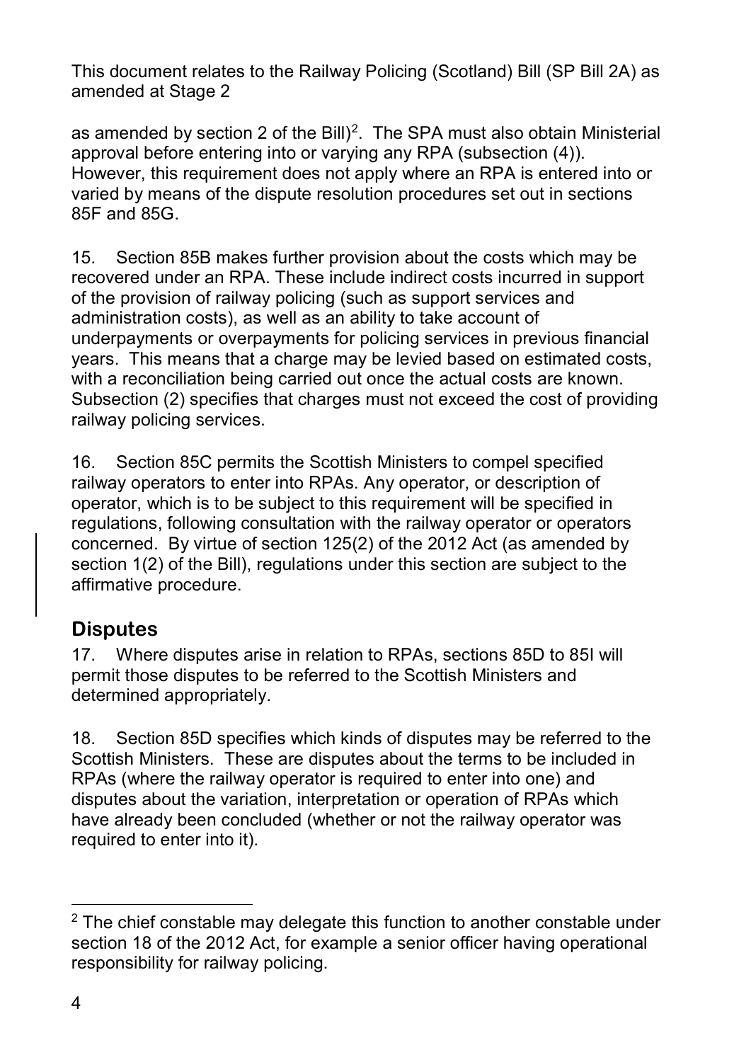as amended by section 2 of the Bill)[2]. The SPA must also obtain Ministerial approval before entering into or varying any RPA (subsection (4)). However, this requirement does not apply where an RPA is entered into or varied by means of the dispute resolution procedures set out in sections 85F and 85G.

15. Section 85B makes further provision about the costs which may be recovered under an RPA. These include indirect costs incurred in support of the provision of railway policing (such as support services and administration costs), as well as an ability to take account of underpayments or overpayments for policing services in previous financial years. This means that a charge may be levied based on estimated costs, with a reconciliation being carried out once the actual costs are known. Subsection (2) specifies that charges must not exceed the cost of providing railway policing services.

16. Section 85C permits the Scottish Ministers to compel specified railway operators to enter into RPAs. Any operator, or description of operator, which is to be subject to this requirement will be specified in regulations, following consultation with the railway operator or operators concerned. By virtue of section 125(2) of the 2012 Act (as amended by section 1(2) of the Bill), regulations under this section are subject to the affirmative procedure.

## Disputes

17. Where disputes arise in relation to RPAs, sections 85D to 85I will permit those disputes to be referred to the Scottish Ministers and determined appropriately.

18. Section 85D specifies which kinds of disputes may be referred to the Scottish Ministers. These are disputes about the terms to be included in RPAs (where the railway operator is required to enter into one) and disputes about the variation, interpretation or operation of RPAs which have already been concluded (whether or not the railway operator was required to enter into it).

---

[2] The chief constable may delegate this function to another constable under section 18 of the 2012 Act, for example a senior officer having operational responsibility for railway policing.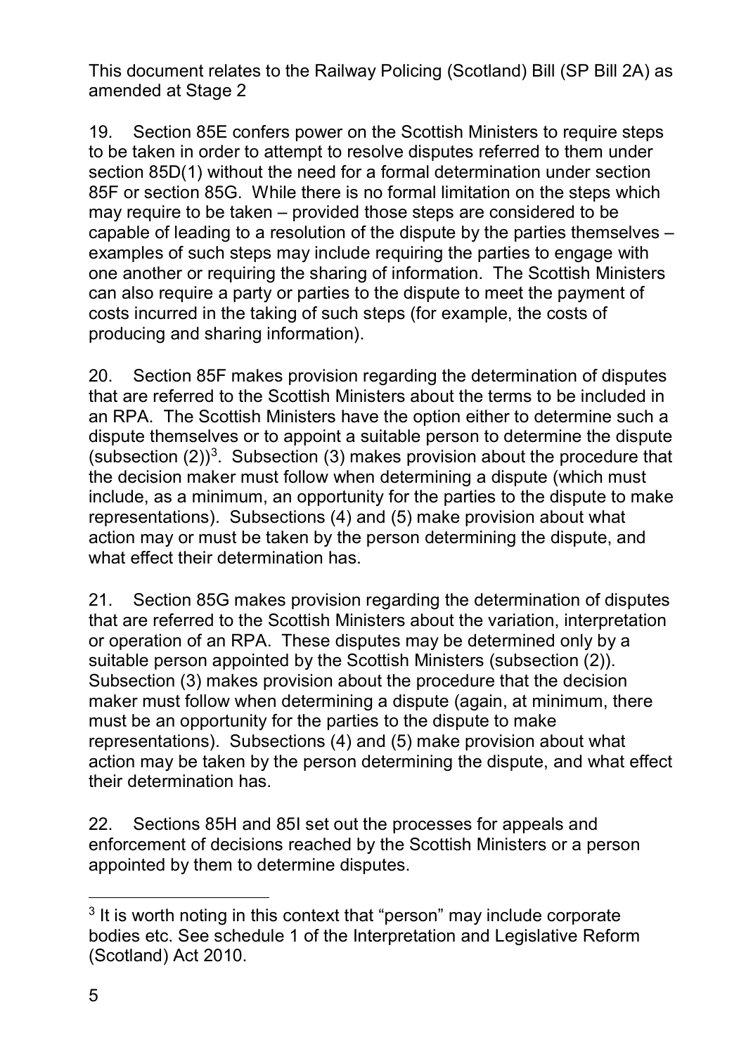19. Section 85E confers power on the Scottish Ministers to require steps to be taken in order to attempt to resolve disputes referred to them under section 85D(1) without the need for a formal determination under section 85F or section 85G. While there is no formal limitation on the steps which may require to be taken – provided those steps are considered to be capable of leading to a resolution of the dispute by the parties themselves – examples of such steps may include requiring the parties to engage with one another or requiring the sharing of information. The Scottish Ministers can also require a party or parties to the dispute to meet the payment of costs incurred in the taking of such steps (for example, the costs of producing and sharing information).

20. Section 85F makes provision regarding the determination of disputes that are referred to the Scottish Ministers about the terms to be included in an RPA. The Scottish Ministers have the option either to determine such a dispute themselves or to appoint a suitable person to determine the dispute (subsection (2))[3]. Subsection (3) makes provision about the procedure that the decision maker must follow when determining a dispute (which must include, as a minimum, an opportunity for the parties to the dispute to make representations). Subsections (4) and (5) make provision about what action may or must be taken by the person determining the dispute, and what effect their determination has.

21. Section 85G makes provision regarding the determination of disputes that are referred to the Scottish Ministers about the variation, interpretation or operation of an RPA. These disputes may be determined only by a suitable person appointed by the Scottish Ministers (subsection (2)). Subsection (3) makes provision about the procedure that the decision maker must follow when determining a dispute (again, at minimum, there must be an opportunity for the parties to the dispute to make representations). Subsections (4) and (5) make provision about what action may be taken by the person determining the dispute, and what effect their determination has.

22. Sections 85H and 85I set out the processes for appeals and enforcement of decisions reached by the Scottish Ministers or a person appointed by them to determine disputes.

---

[3] It is worth noting in this context that "person" may include corporate bodies etc. See schedule 1 of the Interpretation and Legislative Reform (Scotland) Act 2010.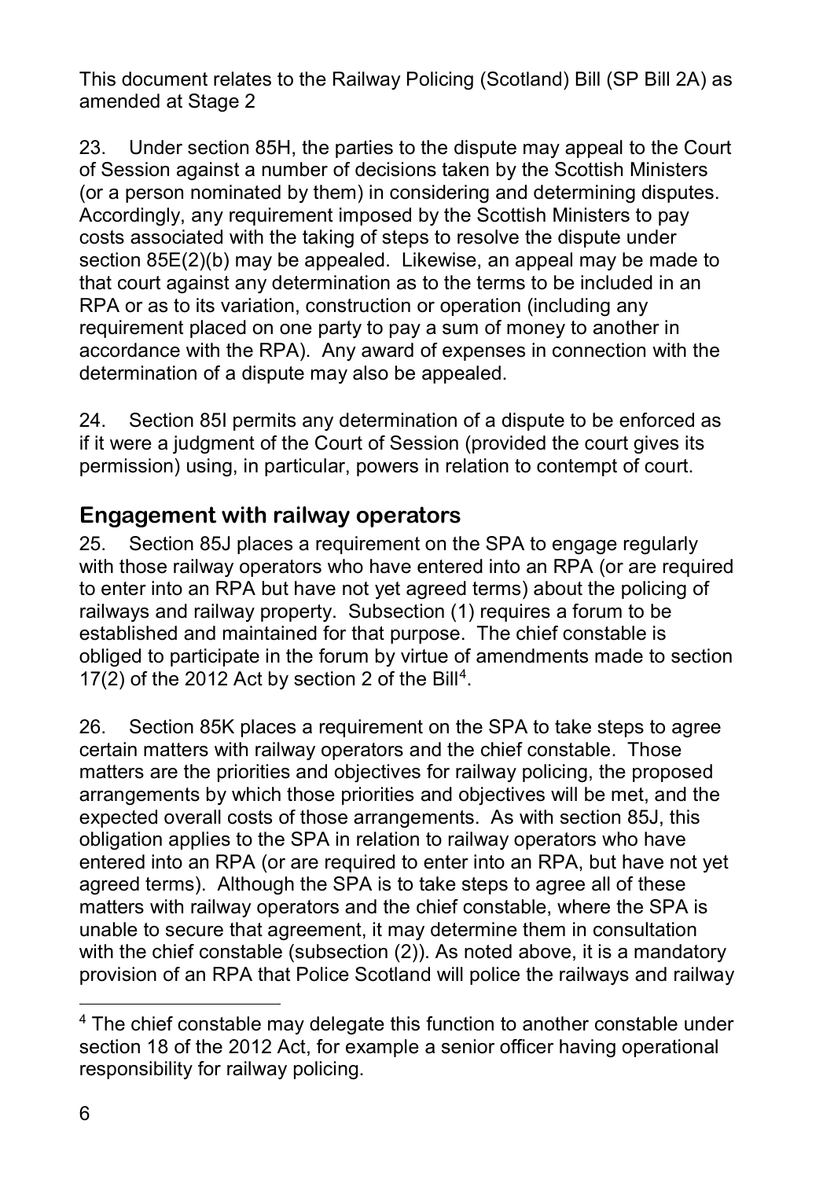This document relates to the Railway Policing (Scotland) Bill (SP Bill 2A) as amended at Stage 2

23. Under section 85H, the parties to the dispute may appeal to the Court of Session against a number of decisions taken by the Scottish Ministers (or a person nominated by them) in considering and determining disputes. Accordingly, any requirement imposed by the Scottish Ministers to pay costs associated with the taking of steps to resolve the dispute under section 85E(2)(b) may be appealed. Likewise, an appeal may be made to that court against any determination as to the terms to be included in an RPA or as to its variation, construction or operation (including any requirement placed on one party to pay a sum of money to another in accordance with the RPA). Any award of expenses in connection with the determination of a dispute may also be appealed.

24. Section 85I permits any determination of a dispute to be enforced as if it were a judgment of the Court of Session (provided the court gives its permission) using, in particular, powers in relation to contempt of court.

## Engagement with railway operators

25. Section 85J places a requirement on the SPA to engage regularly with those railway operators who have entered into an RPA (or are required to enter into an RPA but have not yet agreed terms) about the policing of railways and railway property. Subsection (1) requires a forum to be established and maintained for that purpose. The chief constable is obliged to participate in the forum by virtue of amendments made to section 17(2) of the 2012 Act by section 2 of the Bill[4].

26. Section 85K places a requirement on the SPA to take steps to agree certain matters with railway operators and the chief constable. Those matters are the priorities and objectives for railway policing, the proposed arrangements by which those priorities and objectives will be met, and the expected overall costs of those arrangements. As with section 85J, this obligation applies to the SPA in relation to railway operators who have entered into an RPA (or are required to enter into an RPA, but have not yet agreed terms). Although the SPA is to take steps to agree all of these matters with railway operators and the chief constable, where the SPA is unable to secure that agreement, it may determine them in consultation with the chief constable (subsection (2)). As noted above, it is a mandatory provision of an RPA that Police Scotland will police the railways and railway

[4] The chief constable may delegate this function to another constable under section 18 of the 2012 Act, for example a senior officer having operational responsibility for railway policing.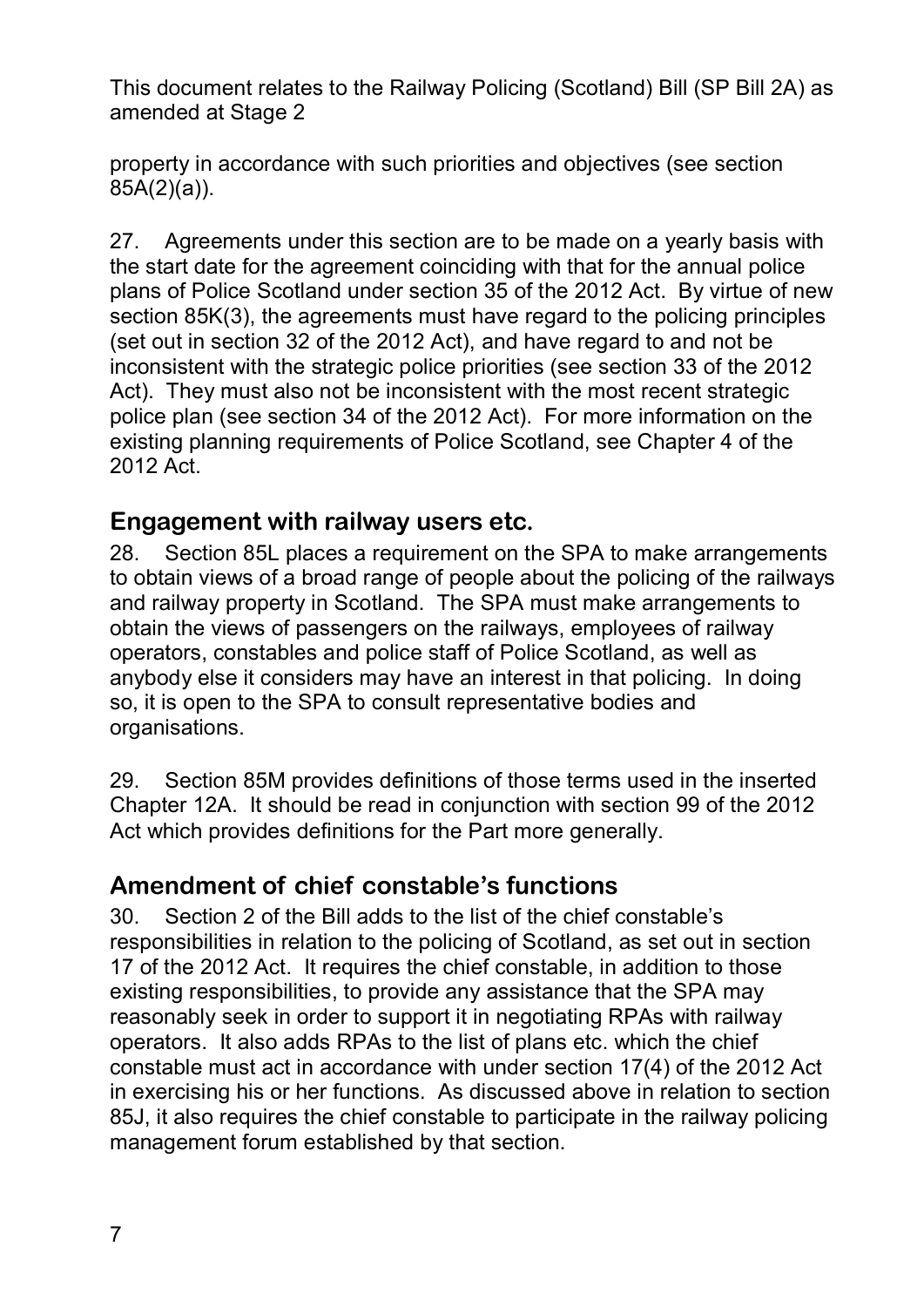property in accordance with such priorities and objectives (see section 85A(2)(a)).

27. Agreements under this section are to be made on a yearly basis with the start date for the agreement coinciding with that for the annual police plans of Police Scotland under section 35 of the 2012 Act. By virtue of new section 85K(3), the agreements must have regard to the policing principles (set out in section 32 of the 2012 Act), and have regard to and not be inconsistent with the strategic police priorities (see section 33 of the 2012 Act). They must also not be inconsistent with the most recent strategic police plan (see section 34 of the 2012 Act). For more information on the existing planning requirements of Police Scotland, see Chapter 4 of the 2012 Act.

## Engagement with railway users etc.

28. Section 85L places a requirement on the SPA to make arrangements to obtain views of a broad range of people about the policing of the railways and railway property in Scotland. The SPA must make arrangements to obtain the views of passengers on the railways, employees of railway operators, constables and police staff of Police Scotland, as well as anybody else it considers may have an interest in that policing. In doing so, it is open to the SPA to consult representative bodies and organisations.

29. Section 85M provides definitions of those terms used in the inserted Chapter 12A. It should be read in conjunction with section 99 of the 2012 Act which provides definitions for the Part more generally.

## Amendment of chief constable's functions

30. Section 2 of the Bill adds to the list of the chief constable's responsibilities in relation to the policing of Scotland, as set out in section 17 of the 2012 Act. It requires the chief constable, in addition to those existing responsibilities, to provide any assistance that the SPA may reasonably seek in order to support it in negotiating RPAs with railway operators. It also adds RPAs to the list of plans etc. which the chief constable must act in accordance with under section 17(4) of the 2012 Act in exercising his or her functions. As discussed above in relation to section 85J, it also requires the chief constable to participate in the railway policing management forum established by that section.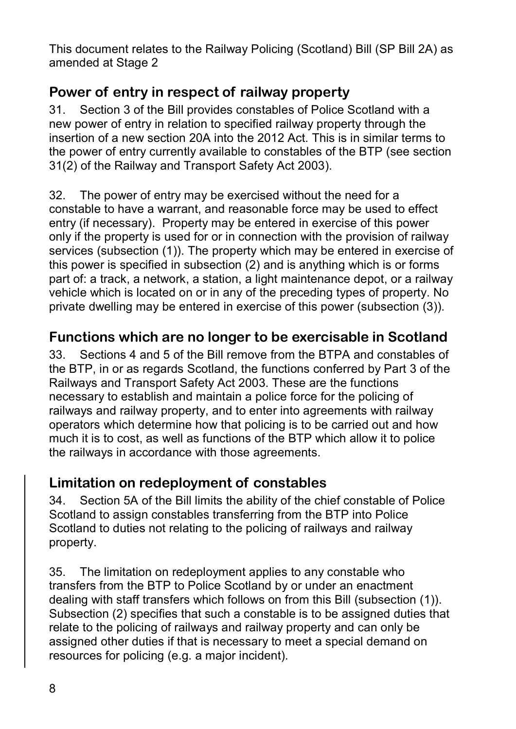This document relates to the Railway Policing (Scotland) Bill (SP Bill 2A) as amended at Stage 2

## Power of entry in respect of railway property

31. Section 3 of the Bill provides constables of Police Scotland with a new power of entry in relation to specified railway property through the insertion of a new section 20A into the 2012 Act. This is in similar terms to the power of entry currently available to constables of the BTP (see section 31(2) of the Railway and Transport Safety Act 2003).

32. The power of entry may be exercised without the need for a constable to have a warrant, and reasonable force may be used to effect entry (if necessary). Property may be entered in exercise of this power only if the property is used for or in connection with the provision of railway services (subsection (1)). The property which may be entered in exercise of this power is specified in subsection (2) and is anything which is or forms part of: a track, a network, a station, a light maintenance depot, or a railway vehicle which is located on or in any of the preceding types of property. No private dwelling may be entered in exercise of this power (subsection (3)).

## Functions which are no longer to be exercisable in Scotland

33. Sections 4 and 5 of the Bill remove from the BTPA and constables of the BTP, in or as regards Scotland, the functions conferred by Part 3 of the Railways and Transport Safety Act 2003. These are the functions necessary to establish and maintain a police force for the policing of railways and railway property, and to enter into agreements with railway operators which determine how that policing is to be carried out and how much it is to cost, as well as functions of the BTP which allow it to police the railways in accordance with those agreements.

## Limitation on redeployment of constables

34. Section 5A of the Bill limits the ability of the chief constable of Police Scotland to assign constables transferring from the BTP into Police Scotland to duties not relating to the policing of railways and railway property.

35. The limitation on redeployment applies to any constable who transfers from the BTP to Police Scotland by or under an enactment dealing with staff transfers which follows on from this Bill (subsection (1)). Subsection (2) specifies that such a constable is to be assigned duties that relate to the policing of railways and railway property and can only be assigned other duties if that is necessary to meet a special demand on resources for policing (e.g. a major incident).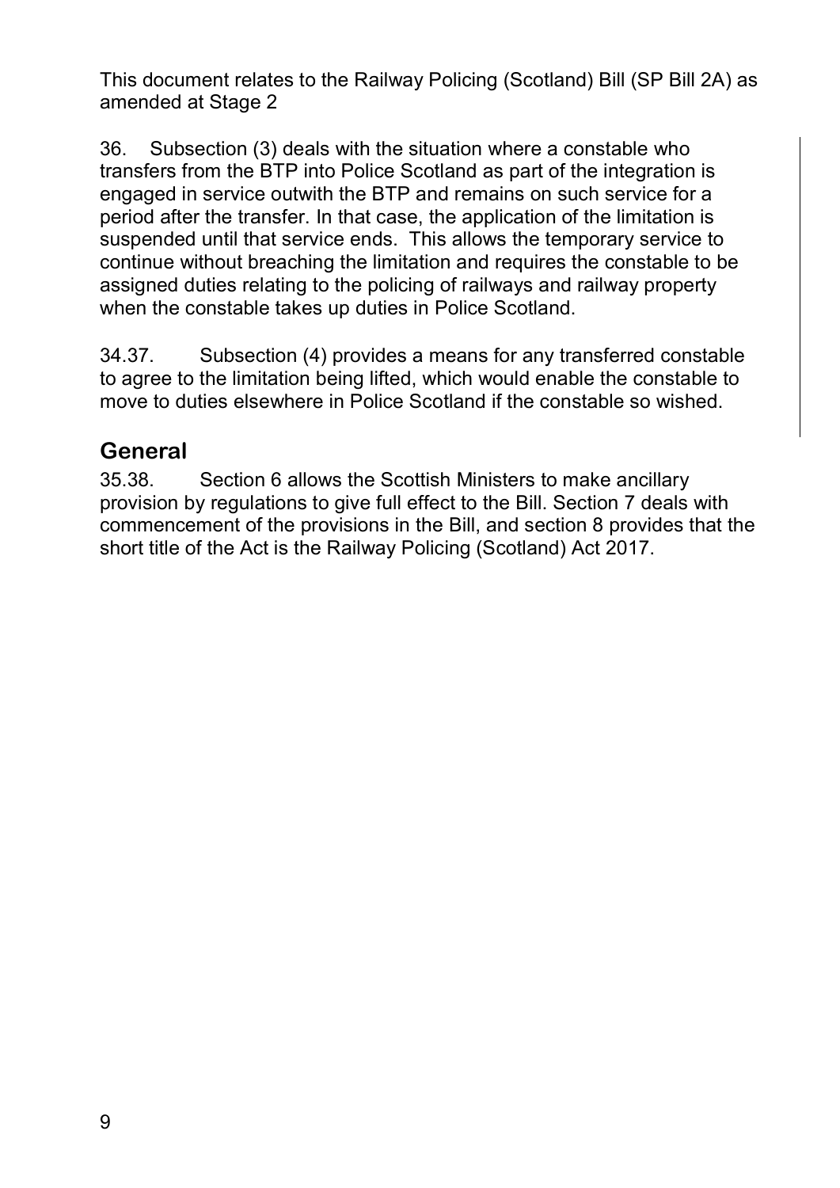36. Subsection (3) deals with the situation where a constable who transfers from the BTP into Police Scotland as part of the integration is engaged in service outwith the BTP and remains on such service for a period after the transfer. In that case, the application of the limitation is suspended until that service ends. This allows the temporary service to continue without breaching the limitation and requires the constable to be assigned duties relating to the policing of railways and railway property when the constable takes up duties in Police Scotland.

34.37. Subsection (4) provides a means for any transferred constable to agree to the limitation being lifted, which would enable the constable to move to duties elsewhere in Police Scotland if the constable so wished.

## General

35.38. Section 6 allows the Scottish Ministers to make ancillary provision by regulations to give full effect to the Bill. Section 7 deals with commencement of the provisions in the Bill, and section 8 provides that the short title of the Act is the Railway Policing (Scotland) Act 2017.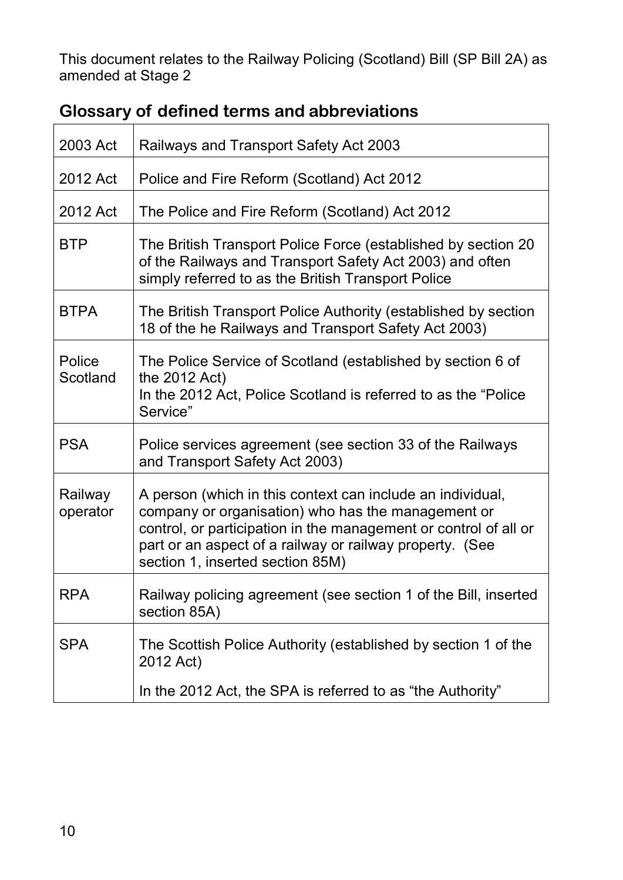This document relates to the Railway Policing (Scotland) Bill (SP Bill 2A) as amended at Stage 2

## Glossary of defined terms and abbreviations

| | |
|---|---|
| 2003 Act | Railways and Transport Safety Act 2003 |
| 2012 Act | Police and Fire Reform (Scotland) Act 2012 |
| 2012 Act | The Police and Fire Reform (Scotland) Act 2012 |
| BTP | The British Transport Police Force (established by section 20 of the Railways and Transport Safety Act 2003) and often simply referred to as the British Transport Police |
| BTPA | The British Transport Police Authority (established by section 18 of the he Railways and Transport Safety Act 2003) |
| Police Scotland | The Police Service of Scotland (established by section 6 of the 2012 Act)<br>In the 2012 Act, Police Scotland is referred to as the "Police Service" |
| PSA | Police services agreement (see section 33 of the Railways and Transport Safety Act 2003) |
| Railway operator | A person (which in this context can include an individual, company or organisation) who has the management or control, or participation in the management or control of all or part or an aspect of a railway or railway property. (See section 1, inserted section 85M) |
| RPA | Railway policing agreement (see section 1 of the Bill, inserted section 85A) |
| SPA | The Scottish Police Authority (established by section 1 of the 2012 Act)<br>In the 2012 Act, the SPA is referred to as "the Authority" |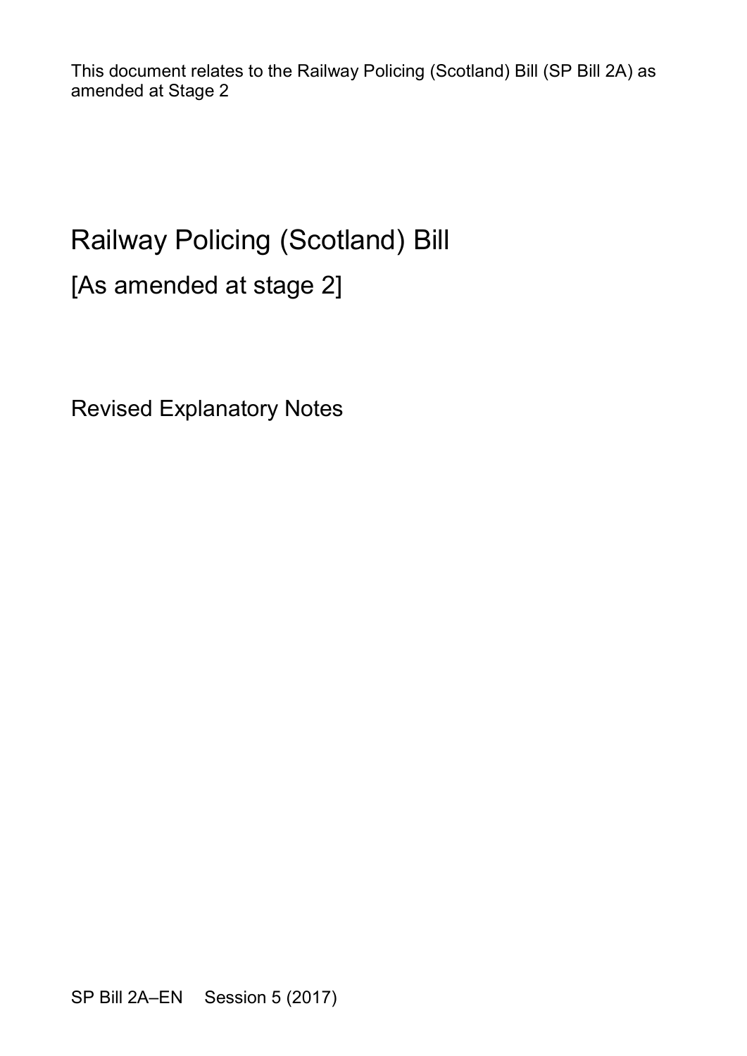This document relates to the Railway Policing (Scotland) Bill (SP Bill 2A) as amended at Stage 2

# Railway Policing (Scotland) Bill

## [As amended at stage 2]

Revised Explanatory Notes

SP Bill 2A–EN Session 5 (2017)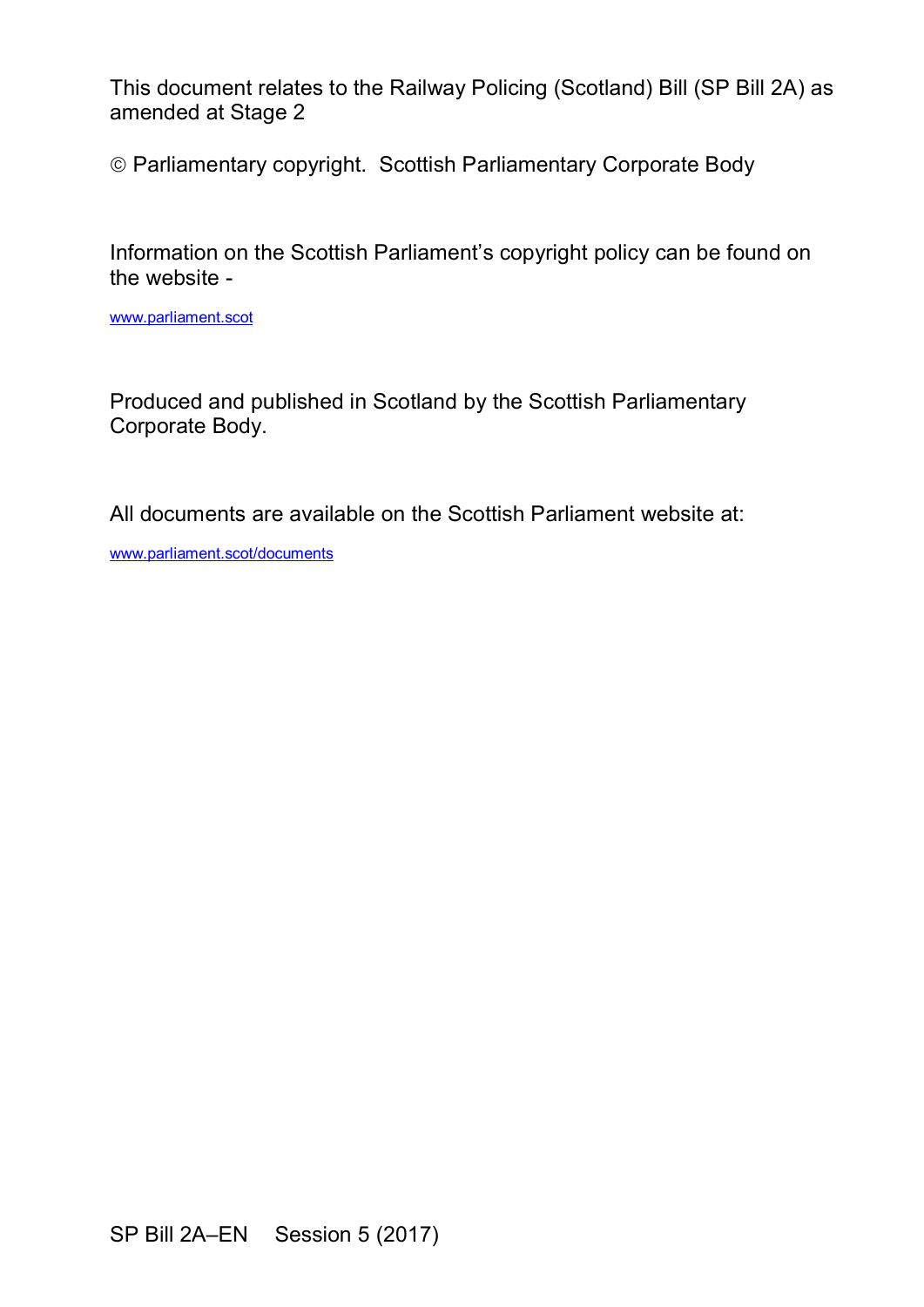This document relates to the Railway Policing (Scotland) Bill (SP Bill 2A) as amended at Stage 2

© Parliamentary copyright. Scottish Parliamentary Corporate Body

Information on the Scottish Parliament's copyright policy can be found on the website -

www.parliament.scot

Produced and published in Scotland by the Scottish Parliamentary Corporate Body.

All documents are available on the Scottish Parliament website at:

www.parliament.scot/documents

SP Bill 2A–EN Session 5 (2017)